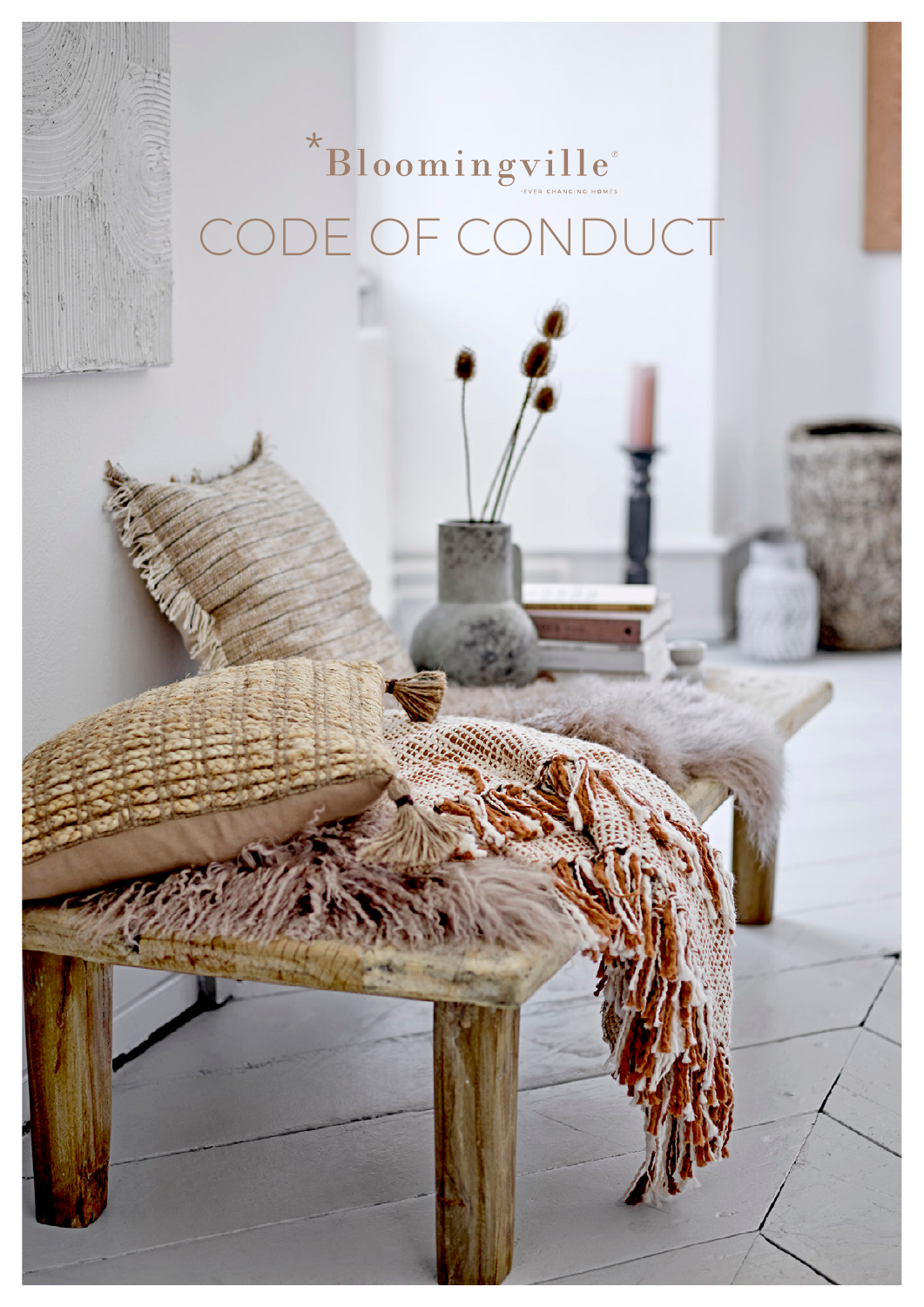*Bloomingville®

-EVER CHANGING HOMES

# CODE OF CONDUCT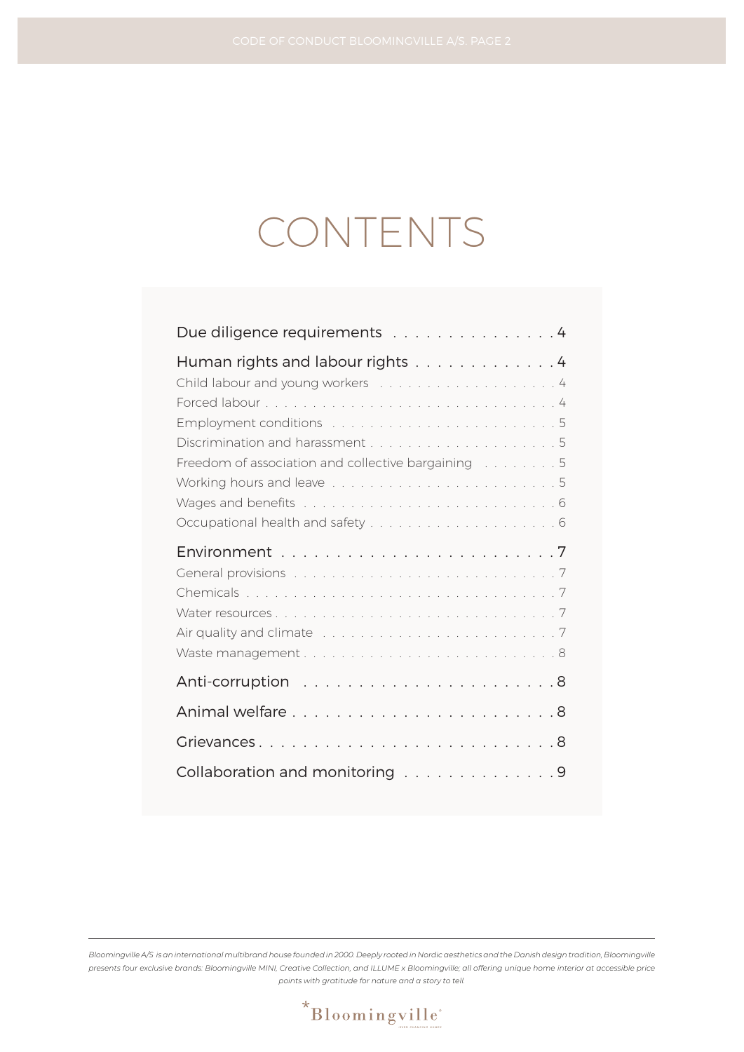# CONTENTS

- Due diligence requirements . . . . . . . . . . . . . . . 4
- Human rights and labour rights . . . . . . . . . . . . 4
  - Child labour and young workers . . . . . . . . . . . . . . . . . . 4
  - Forced labour . . . . . . . . . . . . . . . . . . . . . . . . . . . . . . 4
  - Employment conditions . . . . . . . . . . . . . . . . . . . . . . . 5
  - Discrimination and harassment . . . . . . . . . . . . . . . . . . . 5
  - Freedom of association and collective bargaining . . . . . . . . 5
  - Working hours and leave . . . . . . . . . . . . . . . . . . . . . . . 5
  - Wages and benefits . . . . . . . . . . . . . . . . . . . . . . . . . . 6
  - Occupational health and safety . . . . . . . . . . . . . . . . . . . 6
- Environment . . . . . . . . . . . . . . . . . . . . . . . . 7
  - General provisions . . . . . . . . . . . . . . . . . . . . . . . . . . 7
  - Chemicals . . . . . . . . . . . . . . . . . . . . . . . . . . . . . . . 7
  - Water resources . . . . . . . . . . . . . . . . . . . . . . . . . . . 7
  - Air quality and climate . . . . . . . . . . . . . . . . . . . . . . . 7
  - Waste management . . . . . . . . . . . . . . . . . . . . . . . . . . 8
- Anti-corruption . . . . . . . . . . . . . . . . . . . . . . 8
- Animal welfare . . . . . . . . . . . . . . . . . . . . . . . 8
- Grievances . . . . . . . . . . . . . . . . . . . . . . . . . 8
- Collaboration and monitoring . . . . . . . . . . . . . 9

*Bloomingville A/S is an international multibrand house founded in 2000. Deeply rooted in Nordic aesthetics and the Danish design tradition, Bloomingville presents four exclusive brands: Bloomingville MINI, Creative Collection, and ILLUME x Bloomingville; all offering unique home interior at accessible price points with gratitude for nature and a story to tell.*

*Bloomingville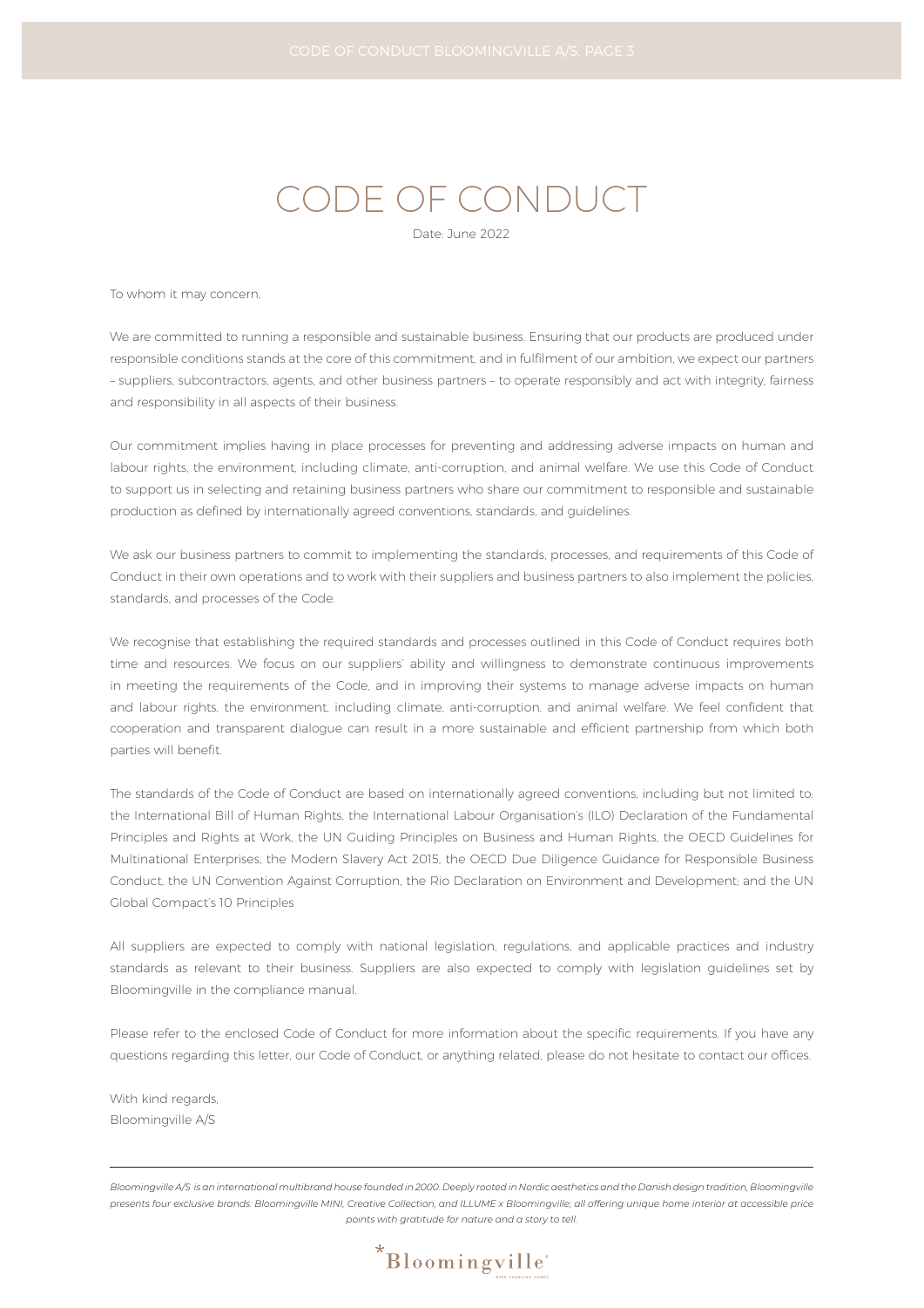# CODE OF CONDUCT

Date: June 2022

To whom it may concern,

We are committed to running a responsible and sustainable business. Ensuring that our products are produced under responsible conditions stands at the core of this commitment, and in fulfilment of our ambition, we expect our partners – suppliers, subcontractors, agents, and other business partners – to operate responsibly and act with integrity, fairness and responsibility in all aspects of their business.

Our commitment implies having in place processes for preventing and addressing adverse impacts on human and labour rights, the environment, including climate, anti-corruption, and animal welfare. We use this Code of Conduct to support us in selecting and retaining business partners who share our commitment to responsible and sustainable production as defined by internationally agreed conventions, standards, and guidelines.

We ask our business partners to commit to implementing the standards, processes, and requirements of this Code of Conduct in their own operations and to work with their suppliers and business partners to also implement the policies, standards, and processes of the Code.

We recognise that establishing the required standards and processes outlined in this Code of Conduct requires both time and resources. We focus on our suppliers' ability and willingness to demonstrate continuous improvements in meeting the requirements of the Code, and in improving their systems to manage adverse impacts on human and labour rights, the environment, including climate, anti-corruption, and animal welfare. We feel confident that cooperation and transparent dialogue can result in a more sustainable and efficient partnership from which both parties will benefit.

The standards of the Code of Conduct are based on internationally agreed conventions, including but not limited to: the International Bill of Human Rights, the International Labour Organisation's (ILO) Declaration of the Fundamental Principles and Rights at Work, the UN Guiding Principles on Business and Human Rights, the OECD Guidelines for Multinational Enterprises, the Modern Slavery Act 2015, the OECD Due Diligence Guidance for Responsible Business Conduct, the UN Convention Against Corruption, the Rio Declaration on Environment and Development; and the UN Global Compact's 10 Principles

All suppliers are expected to comply with national legislation, regulations, and applicable practices and industry standards as relevant to their business. Suppliers are also expected to comply with legislation guidelines set by Bloomingville in the compliance manual.

Please refer to the enclosed Code of Conduct for more information about the specific requirements. If you have any questions regarding this letter, our Code of Conduct, or anything related, please do not hesitate to contact our offices.

With kind regards,
Bloomingville A/S

---

*Bloomingville A/S is an international multibrand house founded in 2000. Deeply rooted in Nordic aesthetics and the Danish design tradition, Bloomingville presents four exclusive brands: Bloomingville MINI, Creative Collection, and ILLUME x Bloomingville; all offering unique home interior at accessible price points with gratitude for nature and a story to tell.*

*Bloomingville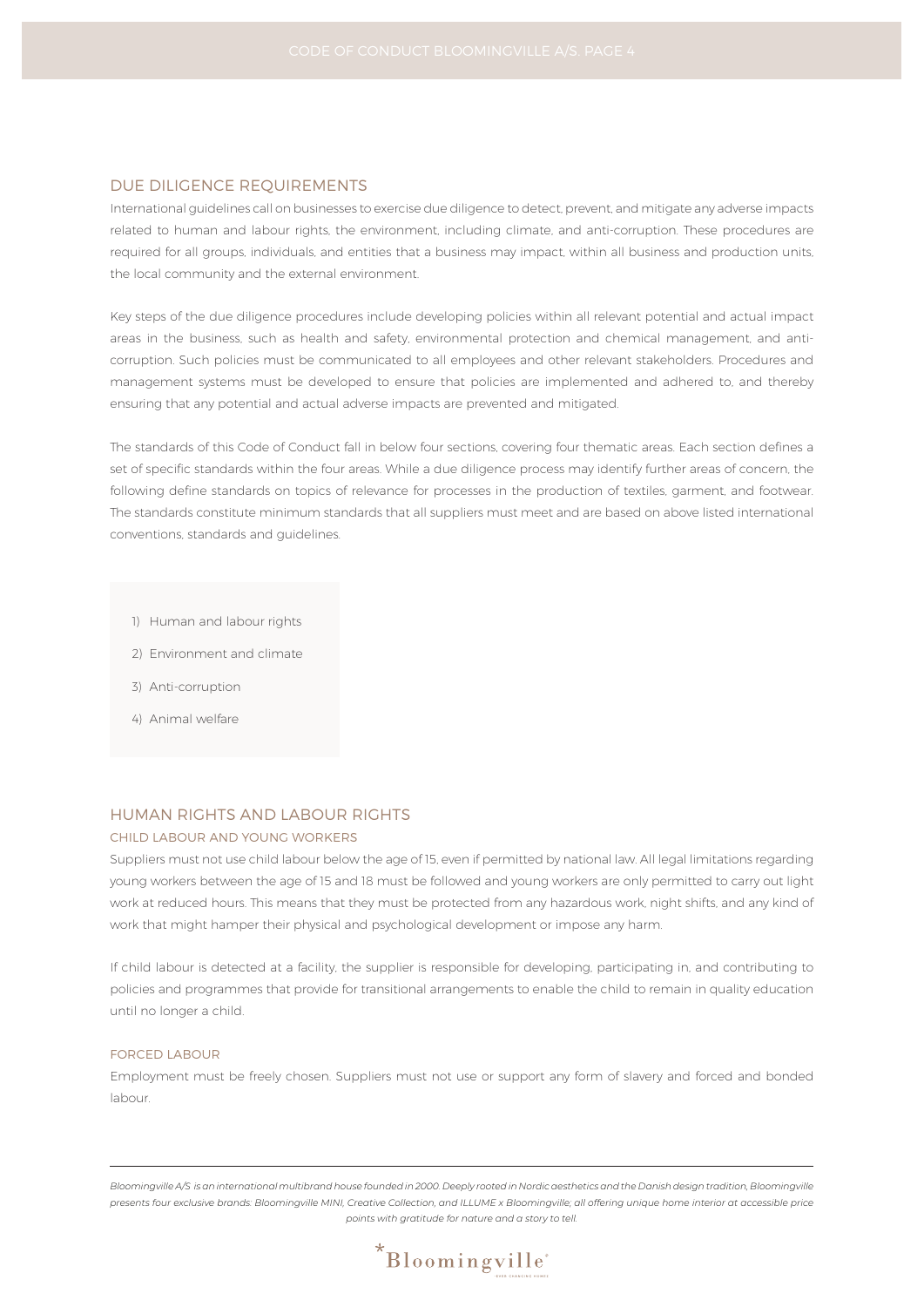## DUE DILIGENCE REQUIREMENTS

International guidelines call on businesses to exercise due diligence to detect, prevent, and mitigate any adverse impacts related to human and labour rights, the environment, including climate, and anti-corruption. These procedures are required for all groups, individuals, and entities that a business may impact, within all business and production units, the local community and the external environment.

Key steps of the due diligence procedures include developing policies within all relevant potential and actual impact areas in the business, such as health and safety, environmental protection and chemical management, and anti-corruption. Such policies must be communicated to all employees and other relevant stakeholders. Procedures and management systems must be developed to ensure that policies are implemented and adhered to, and thereby ensuring that any potential and actual adverse impacts are prevented and mitigated.

The standards of this Code of Conduct fall in below four sections, covering four thematic areas. Each section defines a set of specific standards within the four areas. While a due diligence process may identify further areas of concern, the following define standards on topics of relevance for processes in the production of textiles, garment, and footwear. The standards constitute minimum standards that all suppliers must meet and are based on above listed international conventions, standards and guidelines.

1) Human and labour rights
2) Environment and climate
3) Anti-corruption
4) Animal welfare

## HUMAN RIGHTS AND LABOUR RIGHTS

### CHILD LABOUR AND YOUNG WORKERS

Suppliers must not use child labour below the age of 15, even if permitted by national law. All legal limitations regarding young workers between the age of 15 and 18 must be followed and young workers are only permitted to carry out light work at reduced hours. This means that they must be protected from any hazardous work, night shifts, and any kind of work that might hamper their physical and psychological development or impose any harm.

If child labour is detected at a facility, the supplier is responsible for developing, participating in, and contributing to policies and programmes that provide for transitional arrangements to enable the child to remain in quality education until no longer a child.

### FORCED LABOUR

Employment must be freely chosen. Suppliers must not use or support any form of slavery and forced and bonded labour.

*Bloomingville A/S is an international multibrand house founded in 2000. Deeply rooted in Nordic aesthetics and the Danish design tradition, Bloomingville presents four exclusive brands: Bloomingville MINI, Creative Collection, and ILLUME x Bloomingville; all offering unique home interior at accessible price points with gratitude for nature and a story to tell.*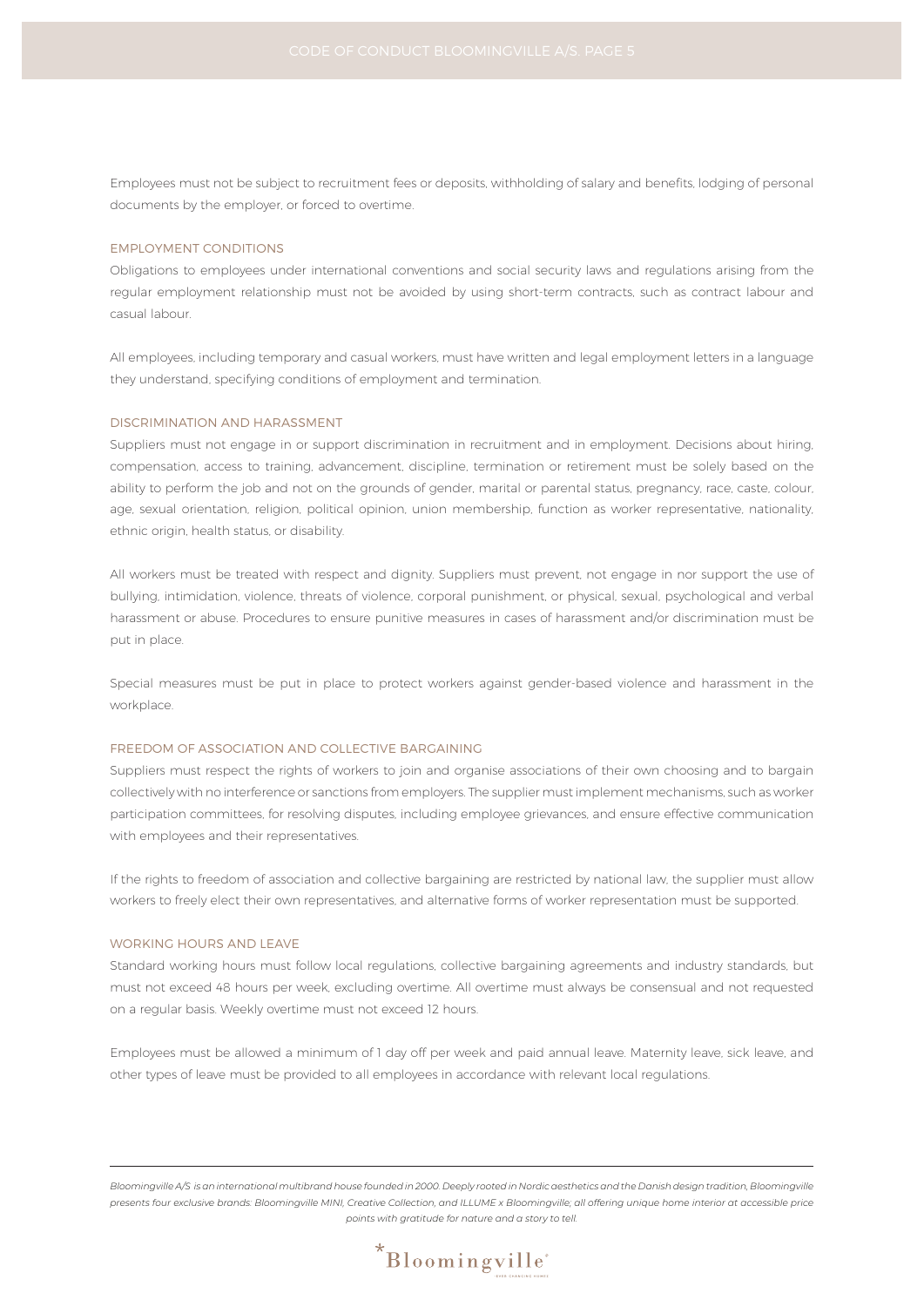Employees must not be subject to recruitment fees or deposits, withholding of salary and benefits, lodging of personal documents by the employer, or forced to overtime.

## EMPLOYMENT CONDITIONS

Obligations to employees under international conventions and social security laws and regulations arising from the regular employment relationship must not be avoided by using short-term contracts, such as contract labour and casual labour.

All employees, including temporary and casual workers, must have written and legal employment letters in a language they understand, specifying conditions of employment and termination.

## DISCRIMINATION AND HARASSMENT

Suppliers must not engage in or support discrimination in recruitment and in employment. Decisions about hiring, compensation, access to training, advancement, discipline, termination or retirement must be solely based on the ability to perform the job and not on the grounds of gender, marital or parental status, pregnancy, race, caste, colour, age, sexual orientation, religion, political opinion, union membership, function as worker representative, nationality, ethnic origin, health status, or disability.

All workers must be treated with respect and dignity. Suppliers must prevent, not engage in nor support the use of bullying, intimidation, violence, threats of violence, corporal punishment, or physical, sexual, psychological and verbal harassment or abuse. Procedures to ensure punitive measures in cases of harassment and/or discrimination must be put in place.

Special measures must be put in place to protect workers against gender-based violence and harassment in the workplace.

## FREEDOM OF ASSOCIATION AND COLLECTIVE BARGAINING

Suppliers must respect the rights of workers to join and organise associations of their own choosing and to bargain collectively with no interference or sanctions from employers. The supplier must implement mechanisms, such as worker participation committees, for resolving disputes, including employee grievances, and ensure effective communication with employees and their representatives.

If the rights to freedom of association and collective bargaining are restricted by national law, the supplier must allow workers to freely elect their own representatives, and alternative forms of worker representation must be supported.

## WORKING HOURS AND LEAVE

Standard working hours must follow local regulations, collective bargaining agreements and industry standards, but must not exceed 48 hours per week, excluding overtime. All overtime must always be consensual and not requested on a regular basis. Weekly overtime must not exceed 12 hours.

Employees must be allowed a minimum of 1 day off per week and paid annual leave. Maternity leave, sick leave, and other types of leave must be provided to all employees in accordance with relevant local regulations.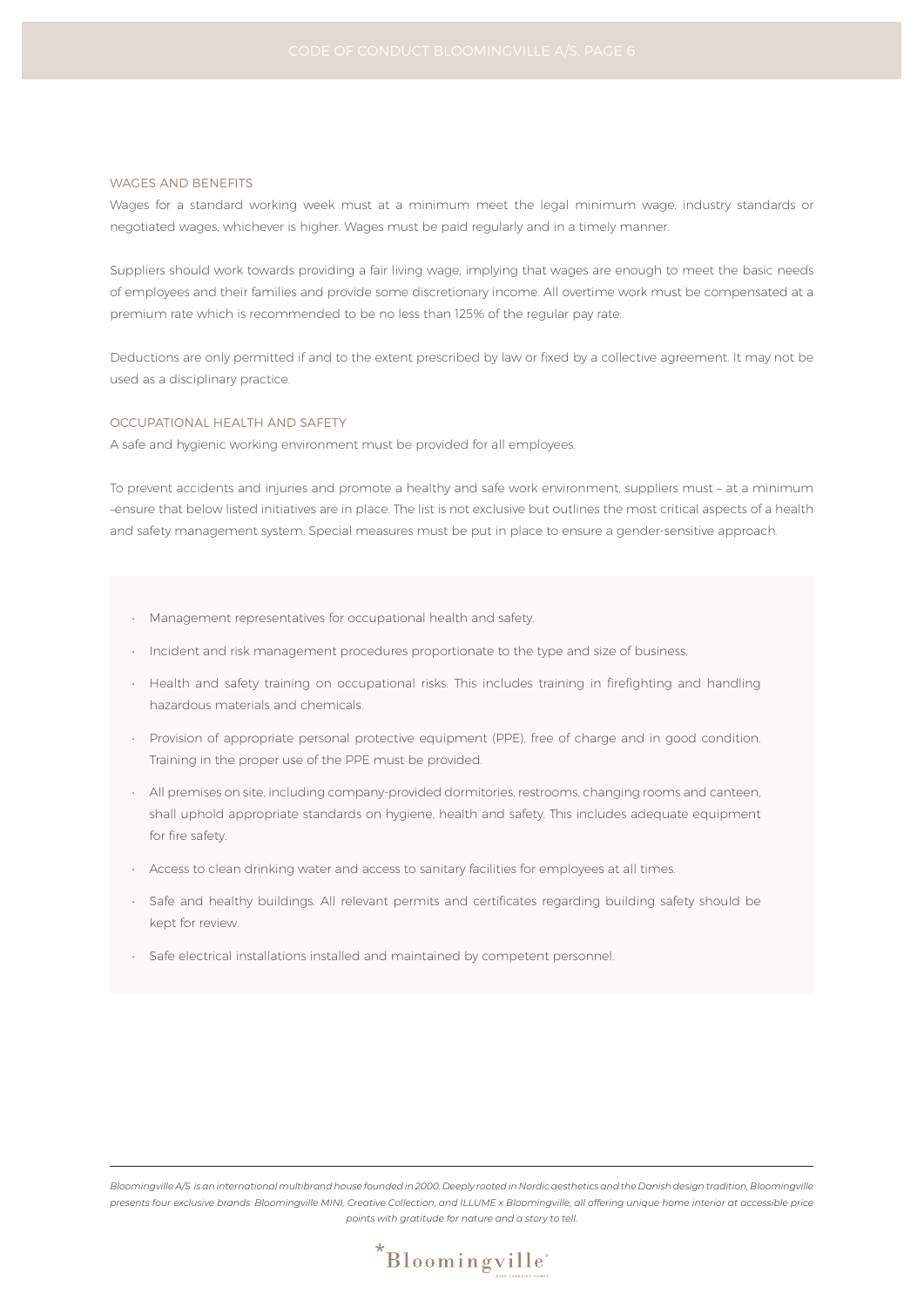## WAGES AND BENEFITS

Wages for a standard working week must at a minimum meet the legal minimum wage, industry standards or negotiated wages, whichever is higher. Wages must be paid regularly and in a timely manner.

Suppliers should work towards providing a fair living wage, implying that wages are enough to meet the basic needs of employees and their families and provide some discretionary income. All overtime work must be compensated at a premium rate which is recommended to be no less than 125% of the regular pay rate.

Deductions are only permitted if and to the extent prescribed by law or fixed by a collective agreement. It may not be used as a disciplinary practice.

## OCCUPATIONAL HEALTH AND SAFETY

A safe and hygienic working environment must be provided for all employees.

To prevent accidents and injuries and promote a healthy and safe work environment, suppliers must – at a minimum –ensure that below listed initiatives are in place. The list is not exclusive but outlines the most critical aspects of a health and safety management system. Special measures must be put in place to ensure a gender-sensitive approach.

- Management representatives for occupational health and safety.
- Incident and risk management procedures proportionate to the type and size of business.
- Health and safety training on occupational risks. This includes training in firefighting and handling hazardous materials and chemicals.
- Provision of appropriate personal protective equipment (PPE), free of charge and in good condition. Training in the proper use of the PPE must be provided.
- All premises on site, including company-provided dormitories, restrooms, changing rooms and canteen, shall uphold appropriate standards on hygiene, health and safety. This includes adequate equipment for fire safety.
- Access to clean drinking water and access to sanitary facilities for employees at all times.
- Safe and healthy buildings. All relevant permits and certificates regarding building safety should be kept for review.
- Safe electrical installations installed and maintained by competent personnel.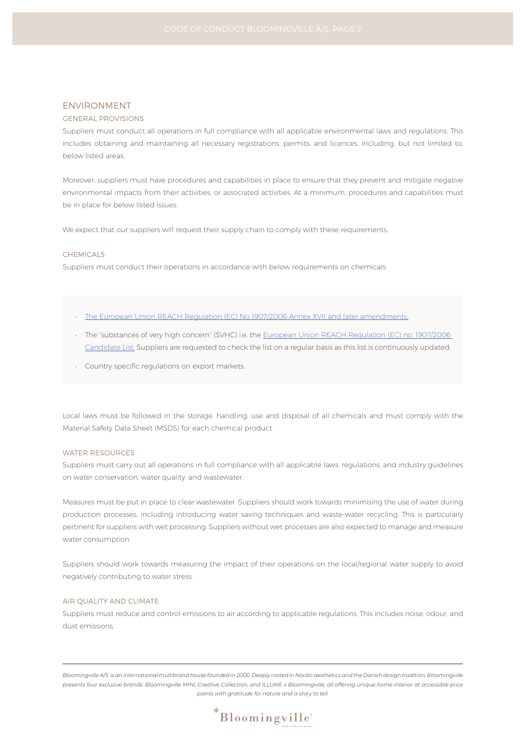# ENVIRONMENT

## GENERAL PROVISIONS

Suppliers must conduct all operations in full compliance with all applicable environmental laws and regulations. This includes obtaining and maintaining all necessary registrations, permits, and licences, including, but not limited to, below listed areas.

Moreover, suppliers must have procedures and capabilities in place to ensure that they prevent and mitigate negative environmental impacts from their activities, or associated activities. At a minimum, procedures and capabilities must be in place for below listed issues.

We expect that our suppliers will request their supply chain to comply with these requirements.

## CHEMICALS

Suppliers must conduct their operations in accordance with below requirements on chemicals:

- The European Union REACH Regulation (EC) No 1907/2006 Annex XVII and later amendments;
- The "substances of very high concern" (SVHC) i.e. the European Union REACH Regulation (EC) no. 1907/2006 Candidate List. Suppliers are requested to check the list on a regular basis as this list is continuously updated;
- Country specific regulations on export markets.

Local laws must be followed in the storage, handling, use and disposal of all chemicals and must comply with the Material Safety Data Sheet (MSDS) for each chemical product.

## WATER RESOURCES

Suppliers must carry out all operations in full compliance with all applicable laws, regulations, and industry guidelines on water conservation, water quality, and wastewater.

Measures must be put in place to clear wastewater. Suppliers should work towards minimising the use of water during production processes, including introducing water saving techniques and waste-water recycling. This is particularly pertinent for suppliers with wet processing. Suppliers without wet processes are also expected to manage and measure water consumption.

Suppliers should work towards measuring the impact of their operations on the local/regional water supply to avoid negatively contributing to water stress.

## AIR QUALITY AND CLIMATE

Suppliers must reduce and control emissions to air according to applicable regulations. This includes noise, odour, and dust emissions.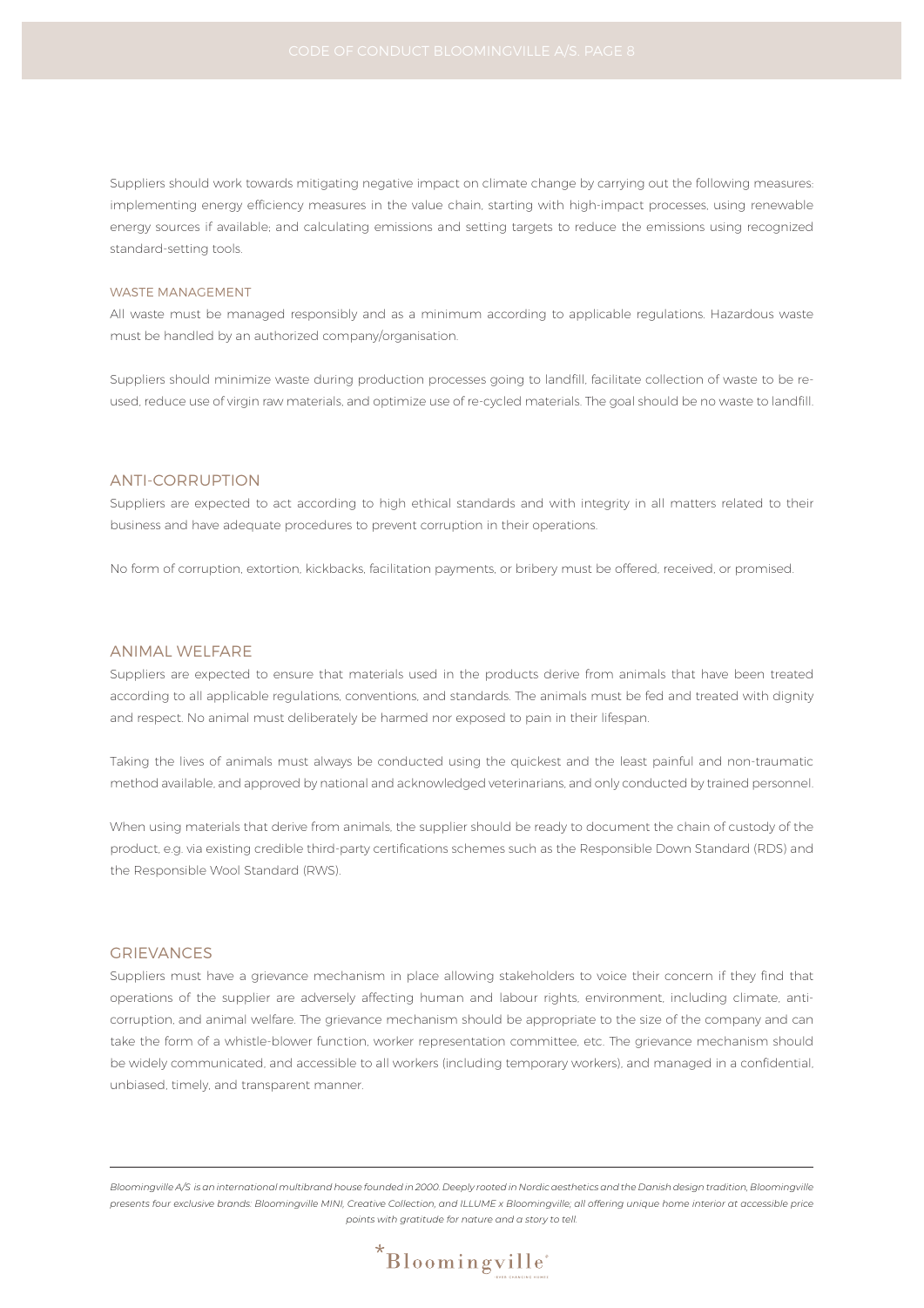Suppliers should work towards mitigating negative impact on climate change by carrying out the following measures: implementing energy efficiency measures in the value chain, starting with high-impact processes, using renewable energy sources if available; and calculating emissions and setting targets to reduce the emissions using recognized standard-setting tools.

### WASTE MANAGEMENT

All waste must be managed responsibly and as a minimum according to applicable regulations. Hazardous waste must be handled by an authorized company/organisation.

Suppliers should minimize waste during production processes going to landfill, facilitate collection of waste to be re-used, reduce use of virgin raw materials, and optimize use of re-cycled materials. The goal should be no waste to landfill.

## ANTI-CORRUPTION

Suppliers are expected to act according to high ethical standards and with integrity in all matters related to their business and have adequate procedures to prevent corruption in their operations.

No form of corruption, extortion, kickbacks, facilitation payments, or bribery must be offered, received, or promised.

## ANIMAL WELFARE

Suppliers are expected to ensure that materials used in the products derive from animals that have been treated according to all applicable regulations, conventions, and standards. The animals must be fed and treated with dignity and respect. No animal must deliberately be harmed nor exposed to pain in their lifespan.

Taking the lives of animals must always be conducted using the quickest and the least painful and non-traumatic method available, and approved by national and acknowledged veterinarians, and only conducted by trained personnel.

When using materials that derive from animals, the supplier should be ready to document the chain of custody of the product, e.g. via existing credible third-party certifications schemes such as the Responsible Down Standard (RDS) and the Responsible Wool Standard (RWS).

## GRIEVANCES

Suppliers must have a grievance mechanism in place allowing stakeholders to voice their concern if they find that operations of the supplier are adversely affecting human and labour rights, environment, including climate, anti-corruption, and animal welfare. The grievance mechanism should be appropriate to the size of the company and can take the form of a whistle-blower function, worker representation committee, etc. The grievance mechanism should be widely communicated, and accessible to all workers (including temporary workers), and managed in a confidential, unbiased, timely, and transparent manner.

---

*Bloomingville A/S is an international multibrand house founded in 2000. Deeply rooted in Nordic aesthetics and the Danish design tradition, Bloomingville presents four exclusive brands: Bloomingville MINI, Creative Collection, and ILLUME x Bloomingville; all offering unique home interior at accessible price points with gratitude for nature and a story to tell.*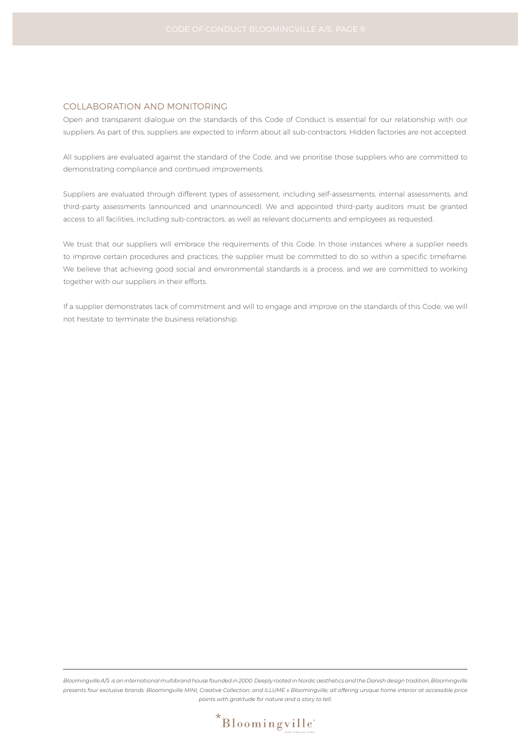## COLLABORATION AND MONITORING

Open and transparent dialogue on the standards of this Code of Conduct is essential for our relationship with our suppliers. As part of this, suppliers are expected to inform about all sub-contractors. Hidden factories are not accepted.

All suppliers are evaluated against the standard of the Code, and we prioritise those suppliers who are committed to demonstrating compliance and continued improvements.

Suppliers are evaluated through different types of assessment, including self-assessments, internal assessments, and third-party assessments (announced and unannounced). We and appointed third-party auditors must be granted access to all facilities, including sub-contractors, as well as relevant documents and employees as requested.

We trust that our suppliers will embrace the requirements of this Code. In those instances where a supplier needs to improve certain procedures and practices, the supplier must be committed to do so within a specific timeframe. We believe that achieving good social and environmental standards is a process, and we are committed to working together with our suppliers in their efforts.

If a supplier demonstrates lack of commitment and will to engage and improve on the standards of this Code, we will not hesitate to terminate the business relationship.

---

*Bloomingville A/S is an international multibrand house founded in 2000. Deeply rooted in Nordic aesthetics and the Danish design tradition, Bloomingville presents four exclusive brands: Bloomingville MINI, Creative Collection, and ILLUME x Bloomingville; all offering unique home interior at accessible price points with gratitude for nature and a story to tell.*

*Bloomingville